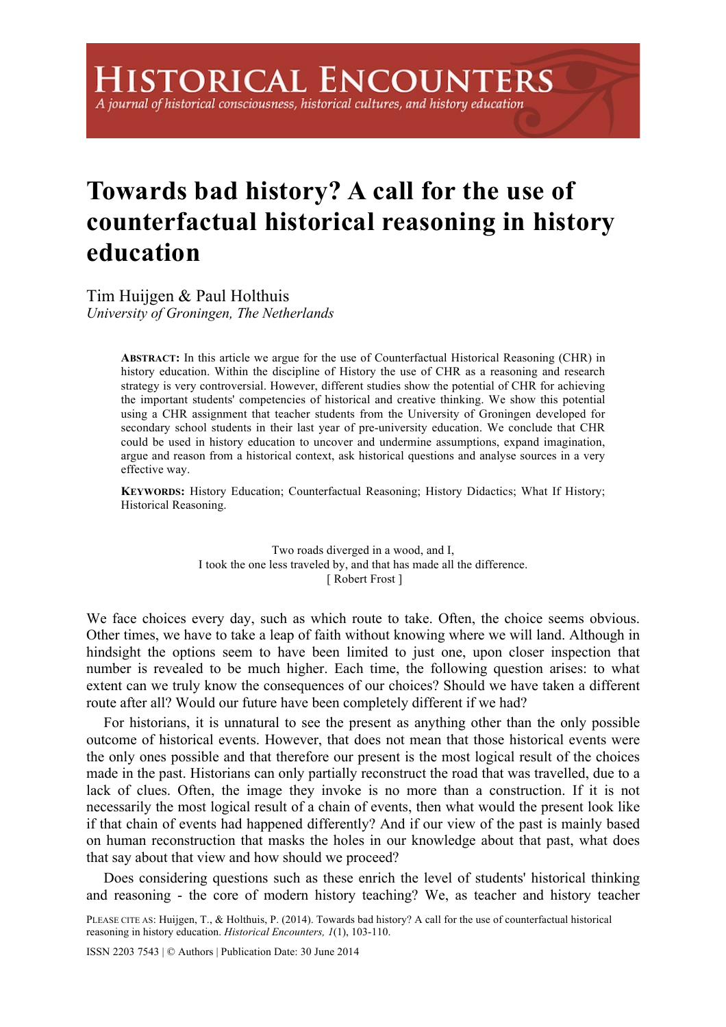# Towards bad history? A call for the use of counterfactual historical reasoning in history education

Tim Huijgen & Paul Holthuis
*University of Groningen, The Netherlands*

**ABSTRACT:** In this article we argue for the use of Counterfactual Historical Reasoning (CHR) in history education. Within the discipline of History the use of CHR as a reasoning and research strategy is very controversial. However, different studies show the potential of CHR for achieving the important students' competencies of historical and creative thinking. We show this potential using a CHR assignment that teacher students from the University of Groningen developed for secondary school students in their last year of pre-university education. We conclude that CHR could be used in history education to uncover and undermine assumptions, expand imagination, argue and reason from a historical context, ask historical questions and analyse sources in a very effective way.

**KEYWORDS:** History Education; Counterfactual Reasoning; History Didactics; What If History; Historical Reasoning.

> Two roads diverged in a wood, and I,
> I took the one less traveled by, and that has made all the difference.
> [ Robert Frost ]

We face choices every day, such as which route to take. Often, the choice seems obvious. Other times, we have to take a leap of faith without knowing where we will land. Although in hindsight the options seem to have been limited to just one, upon closer inspection that number is revealed to be much higher. Each time, the following question arises: to what extent can we truly know the consequences of our choices? Should we have taken a different route after all? Would our future have been completely different if we had?

For historians, it is unnatural to see the present as anything other than the only possible outcome of historical events. However, that does not mean that those historical events were the only ones possible and that therefore our present is the most logical result of the choices made in the past. Historians can only partially reconstruct the road that was travelled, due to a lack of clues. Often, the image they invoke is no more than a construction. If it is not necessarily the most logical result of a chain of events, then what would the present look like if that chain of events had happened differently? And if our view of the past is mainly based on human reconstruction that masks the holes in our knowledge about that past, what does that say about that view and how should we proceed?

Does considering questions such as these enrich the level of students' historical thinking and reasoning - the core of modern history teaching? We, as teacher and history teacher

PLEASE CITE AS: Huijgen, T., & Holthuis, P. (2014). Towards bad history? A call for the use of counterfactual historical reasoning in history education. *Historical Encounters, 1*(1), 103-110.

ISSN 2203 7543 | © Authors | Publication Date: 30 June 2014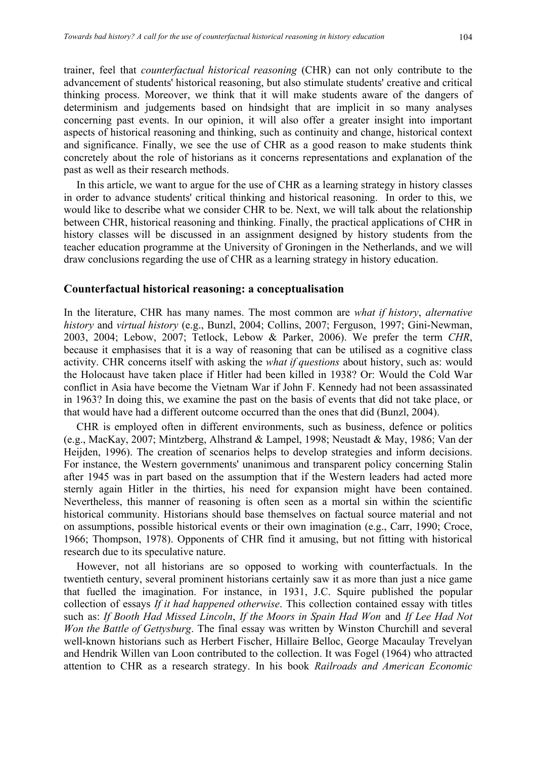trainer, feel that *counterfactual historical reasoning* (CHR) can not only contribute to the advancement of students' historical reasoning, but also stimulate students' creative and critical thinking process. Moreover, we think that it will make students aware of the dangers of determinism and judgements based on hindsight that are implicit in so many analyses concerning past events. In our opinion, it will also offer a greater insight into important aspects of historical reasoning and thinking, such as continuity and change, historical context and significance. Finally, we see the use of CHR as a good reason to make students think concretely about the role of historians as it concerns representations and explanation of the past as well as their research methods.

In this article, we want to argue for the use of CHR as a learning strategy in history classes in order to advance students' critical thinking and historical reasoning. In order to this, we would like to describe what we consider CHR to be. Next, we will talk about the relationship between CHR, historical reasoning and thinking. Finally, the practical applications of CHR in history classes will be discussed in an assignment designed by history students from the teacher education programme at the University of Groningen in the Netherlands, and we will draw conclusions regarding the use of CHR as a learning strategy in history education.

## Counterfactual historical reasoning: a conceptualisation

In the literature, CHR has many names. The most common are *what if history*, *alternative history* and *virtual history* (e.g., Bunzl, 2004; Collins, 2007; Ferguson, 1997; Gini-Newman, 2003, 2004; Lebow, 2007; Tetlock, Lebow & Parker, 2006). We prefer the term *CHR*, because it emphasises that it is a way of reasoning that can be utilised as a cognitive class activity. CHR concerns itself with asking the *what if questions* about history, such as: would the Holocaust have taken place if Hitler had been killed in 1938? Or: Would the Cold War conflict in Asia have become the Vietnam War if John F. Kennedy had not been assassinated in 1963? In doing this, we examine the past on the basis of events that did not take place, or that would have had a different outcome occurred than the ones that did (Bunzl, 2004).

CHR is employed often in different environments, such as business, defence or politics (e.g., MacKay, 2007; Mintzberg, Alhstrand & Lampel, 1998; Neustadt & May, 1986; Van der Heijden, 1996). The creation of scenarios helps to develop strategies and inform decisions. For instance, the Western governments' unanimous and transparent policy concerning Stalin after 1945 was in part based on the assumption that if the Western leaders had acted more sternly again Hitler in the thirties, his need for expansion might have been contained. Nevertheless, this manner of reasoning is often seen as a mortal sin within the scientific historical community. Historians should base themselves on factual source material and not on assumptions, possible historical events or their own imagination (e.g., Carr, 1990; Croce, 1966; Thompson, 1978). Opponents of CHR find it amusing, but not fitting with historical research due to its speculative nature.

However, not all historians are so opposed to working with counterfactuals. In the twentieth century, several prominent historians certainly saw it as more than just a nice game that fuelled the imagination. For instance, in 1931, J.C. Squire published the popular collection of essays *If it had happened otherwise*. This collection contained essay with titles such as: *If Booth Had Missed Lincoln*, *If the Moors in Spain Had Won* and *If Lee Had Not Won the Battle of Gettysburg*. The final essay was written by Winston Churchill and several well-known historians such as Herbert Fischer, Hillaire Belloc, George Macaulay Trevelyan and Hendrik Willen van Loon contributed to the collection. It was Fogel (1964) who attracted attention to CHR as a research strategy. In his book *Railroads and American Economic*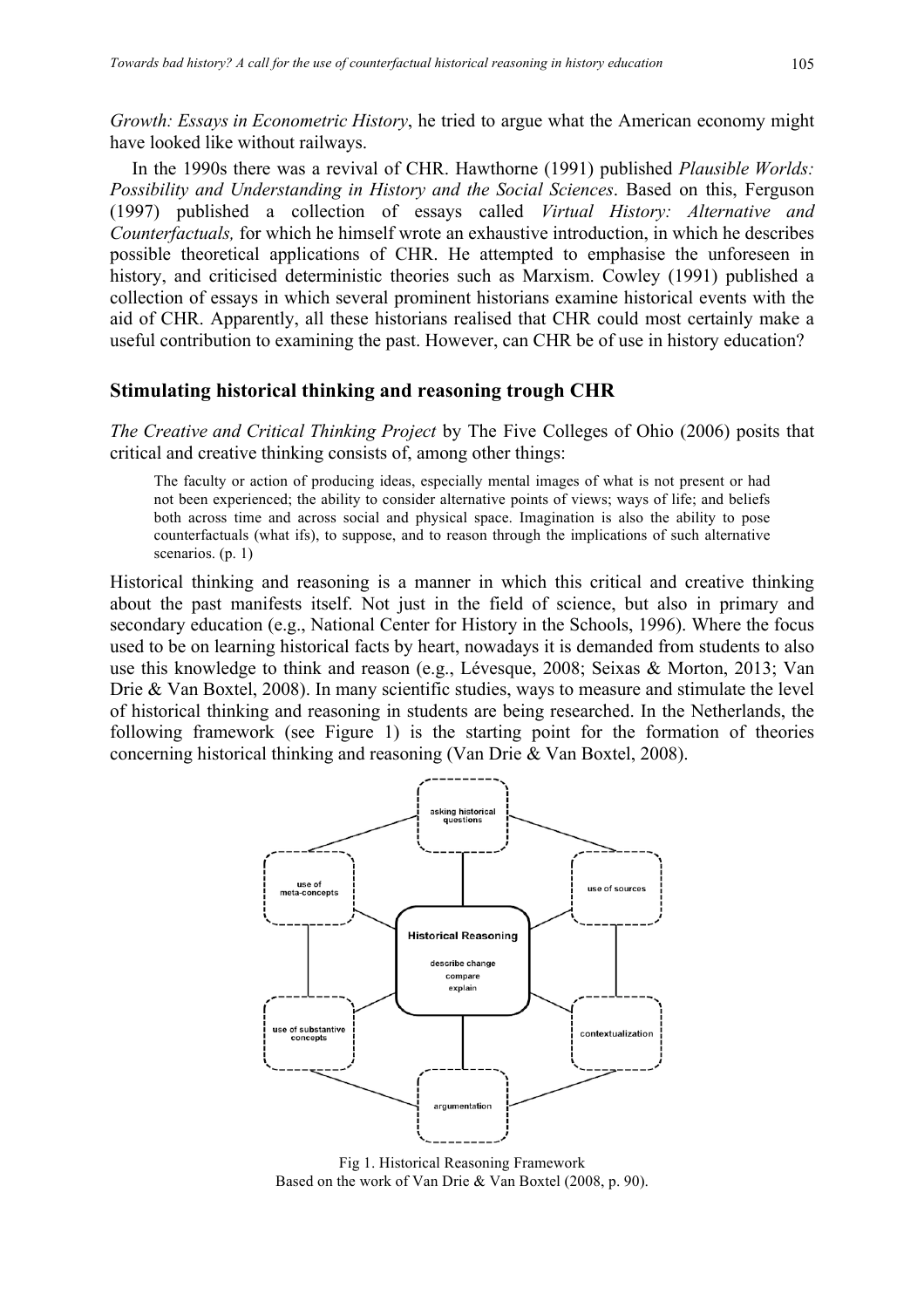*Growth: Essays in Econometric History*, he tried to argue what the American economy might have looked like without railways.

In the 1990s there was a revival of CHR. Hawthorne (1991) published *Plausible Worlds: Possibility and Understanding in History and the Social Sciences*. Based on this, Ferguson (1997) published a collection of essays called *Virtual History: Alternative and Counterfactuals,* for which he himself wrote an exhaustive introduction, in which he describes possible theoretical applications of CHR. He attempted to emphasise the unforeseen in history, and criticised deterministic theories such as Marxism. Cowley (1991) published a collection of essays in which several prominent historians examine historical events with the aid of CHR. Apparently, all these historians realised that CHR could most certainly make a useful contribution to examining the past. However, can CHR be of use in history education?

## Stimulating historical thinking and reasoning trough CHR

*The Creative and Critical Thinking Project* by The Five Colleges of Ohio (2006) posits that critical and creative thinking consists of, among other things:

> The faculty or action of producing ideas, especially mental images of what is not present or had not been experienced; the ability to consider alternative points of views; ways of life; and beliefs both across time and across social and physical space. Imagination is also the ability to pose counterfactuals (what ifs), to suppose, and to reason through the implications of such alternative scenarios. (p. 1)

Historical thinking and reasoning is a manner in which this critical and creative thinking about the past manifests itself. Not just in the field of science, but also in primary and secondary education (e.g., National Center for History in the Schools, 1996). Where the focus used to be on learning historical facts by heart, nowadays it is demanded from students to also use this knowledge to think and reason (e.g., Lévesque, 2008; Seixas & Morton, 2013; Van Drie & Van Boxtel, 2008). In many scientific studies, ways to measure and stimulate the level of historical thinking and reasoning in students are being researched. In the Netherlands, the following framework (see Figure 1) is the starting point for the formation of theories concerning historical thinking and reasoning (Van Drie & Van Boxtel, 2008).

asking historical questions

use of meta-concepts

use of sources

**Historical Reasoning**

describe change
compare
explain

use of substantive concepts

contextualization

argumentation

Fig 1. Historical Reasoning Framework
Based on the work of Van Drie & Van Boxtel (2008, p. 90).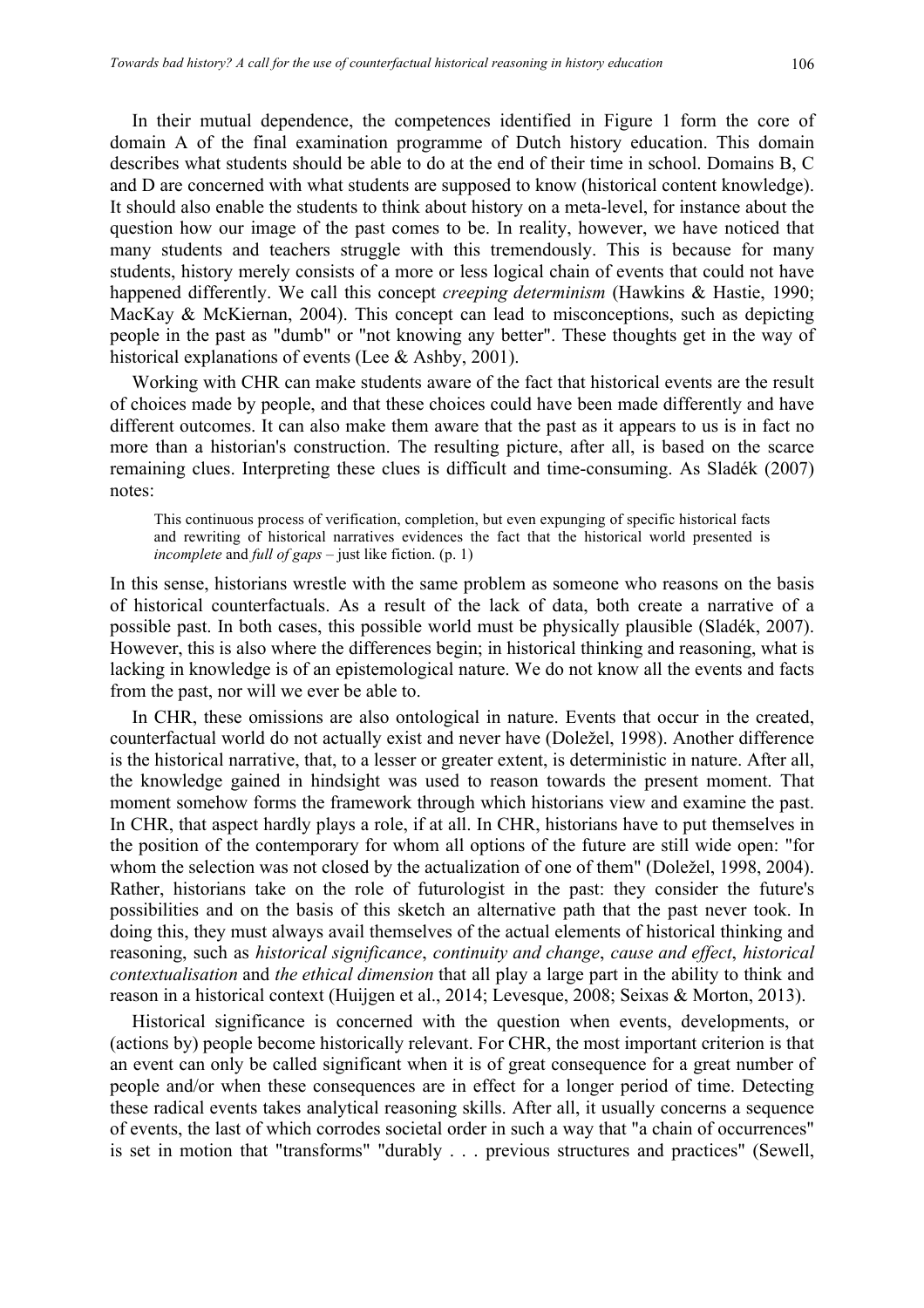In their mutual dependence, the competences identified in Figure 1 form the core of domain A of the final examination programme of Dutch history education. This domain describes what students should be able to do at the end of their time in school. Domains B, C and D are concerned with what students are supposed to know (historical content knowledge). It should also enable the students to think about history on a meta-level, for instance about the question how our image of the past comes to be. In reality, however, we have noticed that many students and teachers struggle with this tremendously. This is because for many students, history merely consists of a more or less logical chain of events that could not have happened differently. We call this concept *creeping determinism* (Hawkins & Hastie, 1990; MacKay & McKiernan, 2004). This concept can lead to misconceptions, such as depicting people in the past as "dumb" or "not knowing any better". These thoughts get in the way of historical explanations of events (Lee & Ashby, 2001).

Working with CHR can make students aware of the fact that historical events are the result of choices made by people, and that these choices could have been made differently and have different outcomes. It can also make them aware that the past as it appears to us is in fact no more than a historian's construction. The resulting picture, after all, is based on the scarce remaining clues. Interpreting these clues is difficult and time-consuming. As Sladék (2007) notes:

> This continuous process of verification, completion, but even expunging of specific historical facts and rewriting of historical narratives evidences the fact that the historical world presented is *incomplete* and *full of gaps* – just like fiction. (p. 1)

In this sense, historians wrestle with the same problem as someone who reasons on the basis of historical counterfactuals. As a result of the lack of data, both create a narrative of a possible past. In both cases, this possible world must be physically plausible (Sladék, 2007). However, this is also where the differences begin; in historical thinking and reasoning, what is lacking in knowledge is of an epistemological nature. We do not know all the events and facts from the past, nor will we ever be able to.

In CHR, these omissions are also ontological in nature. Events that occur in the created, counterfactual world do not actually exist and never have (Doležel, 1998). Another difference is the historical narrative, that, to a lesser or greater extent, is deterministic in nature. After all, the knowledge gained in hindsight was used to reason towards the present moment. That moment somehow forms the framework through which historians view and examine the past. In CHR, that aspect hardly plays a role, if at all. In CHR, historians have to put themselves in the position of the contemporary for whom all options of the future are still wide open: "for whom the selection was not closed by the actualization of one of them" (Doležel, 1998, 2004). Rather, historians take on the role of futurologist in the past: they consider the future's possibilities and on the basis of this sketch an alternative path that the past never took. In doing this, they must always avail themselves of the actual elements of historical thinking and reasoning, such as *historical significance*, *continuity and change*, *cause and effect*, *historical contextualisation* and *the ethical dimension* that all play a large part in the ability to think and reason in a historical context (Huijgen et al., 2014; Levesque, 2008; Seixas & Morton, 2013).

Historical significance is concerned with the question when events, developments, or (actions by) people become historically relevant. For CHR, the most important criterion is that an event can only be called significant when it is of great consequence for a great number of people and/or when these consequences are in effect for a longer period of time. Detecting these radical events takes analytical reasoning skills. After all, it usually concerns a sequence of events, the last of which corrodes societal order in such a way that "a chain of occurrences" is set in motion that "transforms" "durably . . . previous structures and practices" (Sewell,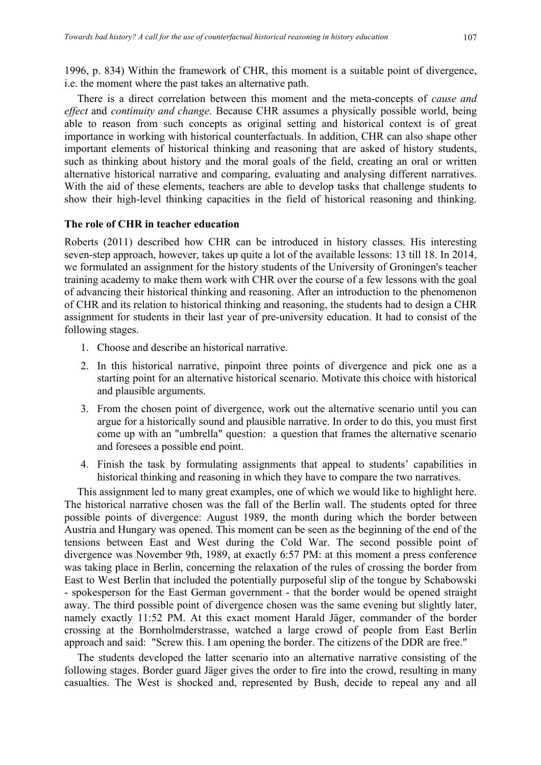1996, p. 834) Within the framework of CHR, this moment is a suitable point of divergence, i.e. the moment where the past takes an alternative path.

There is a direct correlation between this moment and the meta-concepts of *cause and effect* and *continuity and change*. Because CHR assumes a physically possible world, being able to reason from such concepts as original setting and historical context is of great importance in working with historical counterfactuals. In addition, CHR can also shape other important elements of historical thinking and reasoning that are asked of history students, such as thinking about history and the moral goals of the field, creating an oral or written alternative historical narrative and comparing, evaluating and analysing different narratives. With the aid of these elements, teachers are able to develop tasks that challenge students to show their high-level thinking capacities in the field of historical reasoning and thinking.

**The role of CHR in teacher education**

Roberts (2011) described how CHR can be introduced in history classes. His interesting seven-step approach, however, takes up quite a lot of the available lessons: 13 till 18. In 2014, we formulated an assignment for the history students of the University of Groningen's teacher training academy to make them work with CHR over the course of a few lessons with the goal of advancing their historical thinking and reasoning. After an introduction to the phenomenon of CHR and its relation to historical thinking and reasoning, the students had to design a CHR assignment for students in their last year of pre-university education. It had to consist of the following stages.

1. Choose and describe an historical narrative.
2. In this historical narrative, pinpoint three points of divergence and pick one as a starting point for an alternative historical scenario. Motivate this choice with historical and plausible arguments.
3. From the chosen point of divergence, work out the alternative scenario until you can argue for a historically sound and plausible narrative. In order to do this, you must first come up with an "umbrella" question: a question that frames the alternative scenario and foresees a possible end point.
4. Finish the task by formulating assignments that appeal to students' capabilities in historical thinking and reasoning in which they have to compare the two narratives.

This assignment led to many great examples, one of which we would like to highlight here. The historical narrative chosen was the fall of the Berlin wall. The students opted for three possible points of divergence: August 1989, the month during which the border between Austria and Hungary was opened. This moment can be seen as the beginning of the end of the tensions between East and West during the Cold War. The second possible point of divergence was November 9th, 1989, at exactly 6:57 PM: at this moment a press conference was taking place in Berlin, concerning the relaxation of the rules of crossing the border from East to West Berlin that included the potentially purposeful slip of the tongue by Schabowski - spokesperson for the East German government - that the border would be opened straight away. The third possible point of divergence chosen was the same evening but slightly later, namely exactly 11:52 PM. At this exact moment Harald Jäger, commander of the border crossing at the Bornholmderstrasse, watched a large crowd of people from East Berlin approach and said: "Screw this. I am opening the border. The citizens of the DDR are free."

The students developed the latter scenario into an alternative narrative consisting of the following stages. Border guard Jäger gives the order to fire into the crowd, resulting in many casualties. The West is shocked and, represented by Bush, decide to repeal any and all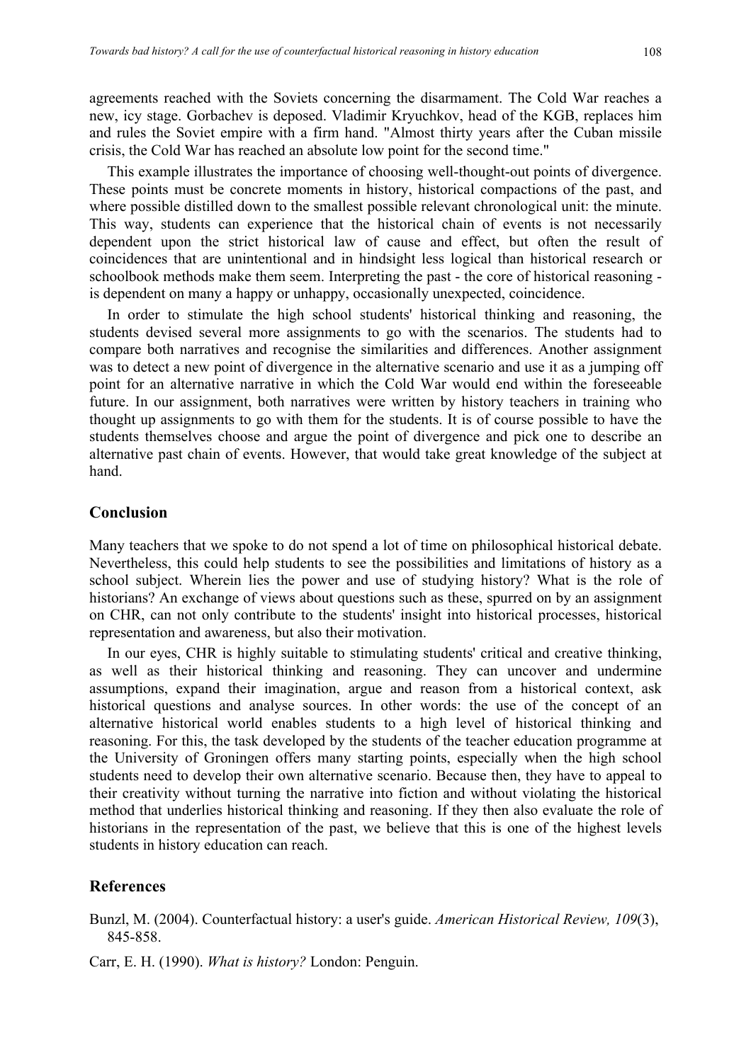agreements reached with the Soviets concerning the disarmament. The Cold War reaches a new, icy stage. Gorbachev is deposed. Vladimir Kryuchkov, head of the KGB, replaces him and rules the Soviet empire with a firm hand. "Almost thirty years after the Cuban missile crisis, the Cold War has reached an absolute low point for the second time."

This example illustrates the importance of choosing well-thought-out points of divergence. These points must be concrete moments in history, historical compactions of the past, and where possible distilled down to the smallest possible relevant chronological unit: the minute. This way, students can experience that the historical chain of events is not necessarily dependent upon the strict historical law of cause and effect, but often the result of coincidences that are unintentional and in hindsight less logical than historical research or schoolbook methods make them seem. Interpreting the past - the core of historical reasoning - is dependent on many a happy or unhappy, occasionally unexpected, coincidence.

In order to stimulate the high school students' historical thinking and reasoning, the students devised several more assignments to go with the scenarios. The students had to compare both narratives and recognise the similarities and differences. Another assignment was to detect a new point of divergence in the alternative scenario and use it as a jumping off point for an alternative narrative in which the Cold War would end within the foreseeable future. In our assignment, both narratives were written by history teachers in training who thought up assignments to go with them for the students. It is of course possible to have the students themselves choose and argue the point of divergence and pick one to describe an alternative past chain of events. However, that would take great knowledge of the subject at hand.

## Conclusion

Many teachers that we spoke to do not spend a lot of time on philosophical historical debate. Nevertheless, this could help students to see the possibilities and limitations of history as a school subject. Wherein lies the power and use of studying history? What is the role of historians? An exchange of views about questions such as these, spurred on by an assignment on CHR, can not only contribute to the students' insight into historical processes, historical representation and awareness, but also their motivation.

In our eyes, CHR is highly suitable to stimulating students' critical and creative thinking, as well as their historical thinking and reasoning. They can uncover and undermine assumptions, expand their imagination, argue and reason from a historical context, ask historical questions and analyse sources. In other words: the use of the concept of an alternative historical world enables students to a high level of historical thinking and reasoning. For this, the task developed by the students of the teacher education programme at the University of Groningen offers many starting points, especially when the high school students need to develop their own alternative scenario. Because then, they have to appeal to their creativity without turning the narrative into fiction and without violating the historical method that underlies historical thinking and reasoning. If they then also evaluate the role of historians in the representation of the past, we believe that this is one of the highest levels students in history education can reach.

## References

Bunzl, M. (2004). Counterfactual history: a user's guide. *American Historical Review, 109*(3), 845-858.

Carr, E. H. (1990). *What is history?* London: Penguin.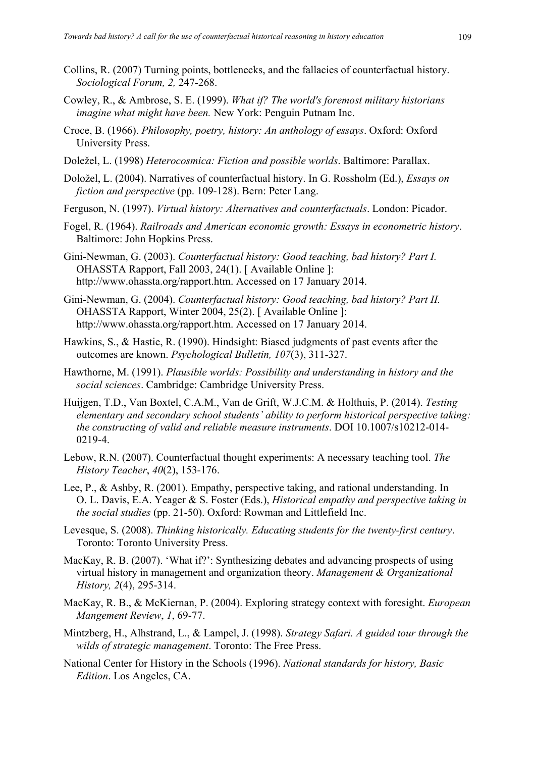Collins, R. (2007) Turning points, bottlenecks, and the fallacies of counterfactual history. *Sociological Forum, 2,* 247-268.

Cowley, R., & Ambrose, S. E. (1999). *What if? The world's foremost military historians imagine what might have been.* New York: Penguin Putnam Inc.

Croce, B. (1966). *Philosophy, poetry, history: An anthology of essays*. Oxford: Oxford University Press.

Doležel, L. (1998) *Heterocosmica: Fiction and possible worlds*. Baltimore: Parallax.

Doložel, L. (2004). Narratives of counterfactual history. In G. Rossholm (Ed.), *Essays on fiction and perspective* (pp. 109-128). Bern: Peter Lang.

Ferguson, N. (1997). *Virtual history: Alternatives and counterfactuals*. London: Picador.

Fogel, R. (1964). *Railroads and American economic growth: Essays in econometric history*. Baltimore: John Hopkins Press.

Gini-Newman, G. (2003). *Counterfactual history: Good teaching, bad history? Part I.* OHASSTA Rapport, Fall 2003, 24(1). [ Available Online ]: http://www.ohassta.org/rapport.htm. Accessed on 17 January 2014.

Gini-Newman, G. (2004). *Counterfactual history: Good teaching, bad history? Part II.* OHASSTA Rapport, Winter 2004, 25(2). [ Available Online ]: http://www.ohassta.org/rapport.htm. Accessed on 17 January 2014.

Hawkins, S., & Hastie, R. (1990). Hindsight: Biased judgments of past events after the outcomes are known. *Psychological Bulletin, 107*(3), 311-327.

Hawthorne, M. (1991). *Plausible worlds: Possibility and understanding in history and the social sciences*. Cambridge: Cambridge University Press.

Huijgen, T.D., Van Boxtel, C.A.M., Van de Grift, W.J.C.M. & Holthuis, P. (2014). *Testing elementary and secondary school students' ability to perform historical perspective taking: the constructing of valid and reliable measure instruments*. DOI 10.1007/s10212-014-0219-4.

Lebow, R.N. (2007). Counterfactual thought experiments: A necessary teaching tool. *The History Teacher*, *40*(2), 153-176.

Lee, P., & Ashby, R. (2001). Empathy, perspective taking, and rational understanding. In O. L. Davis, E.A. Yeager & S. Foster (Eds.), *Historical empathy and perspective taking in the social studies* (pp. 21-50). Oxford: Rowman and Littlefield Inc.

Levesque, S. (2008). *Thinking historically. Educating students for the twenty-first century*. Toronto: Toronto University Press.

MacKay, R. B. (2007). 'What if?': Synthesizing debates and advancing prospects of using virtual history in management and organization theory. *Management & Organizational History, 2*(4), 295-314.

MacKay, R. B., & McKiernan, P. (2004). Exploring strategy context with foresight. *European Mangement Review*, *1*, 69-77.

Mintzberg, H., Alhstrand, L., & Lampel, J. (1998). *Strategy Safari. A guided tour through the wilds of strategic management*. Toronto: The Free Press.

National Center for History in the Schools (1996). *National standards for history, Basic Edition*. Los Angeles, CA.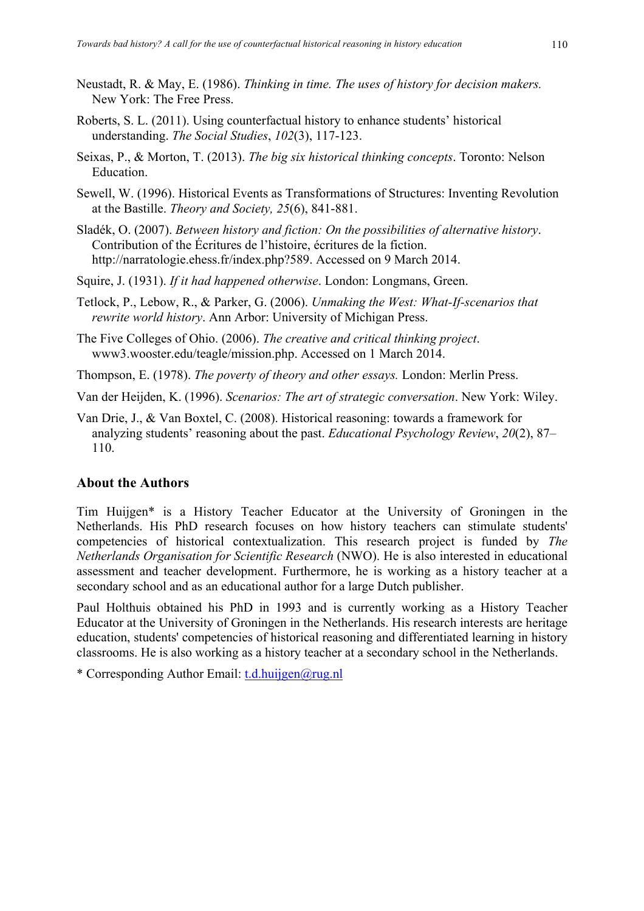Neustadt, R. & May, E. (1986). *Thinking in time. The uses of history for decision makers.* New York: The Free Press.

Roberts, S. L. (2011). Using counterfactual history to enhance students' historical understanding. *The Social Studies*, *102*(3), 117-123.

Seixas, P., & Morton, T. (2013). *The big six historical thinking concepts*. Toronto: Nelson Education.

Sewell, W. (1996). Historical Events as Transformations of Structures: Inventing Revolution at the Bastille. *Theory and Society, 25*(6), 841-881.

Sladék, O. (2007). *Between history and fiction: On the possibilities of alternative history*. Contribution of the Écritures de l'histoire, écritures de la fiction. http://narratologie.ehess.fr/index.php?589. Accessed on 9 March 2014.

Squire, J. (1931). *If it had happened otherwise*. London: Longmans, Green.

Tetlock, P., Lebow, R., & Parker, G. (2006). *Unmaking the West: What-If-scenarios that rewrite world history*. Ann Arbor: University of Michigan Press.

The Five Colleges of Ohio. (2006). *The creative and critical thinking project*. www3.wooster.edu/teagle/mission.php. Accessed on 1 March 2014.

Thompson, E. (1978). *The poverty of theory and other essays.* London: Merlin Press.

Van der Heijden, K. (1996). *Scenarios: The art of strategic conversation*. New York: Wiley.

Van Drie, J., & Van Boxtel, C. (2008). Historical reasoning: towards a framework for analyzing students' reasoning about the past. *Educational Psychology Review*, *20*(2), 87–110.

## About the Authors

Tim Huijgen* is a History Teacher Educator at the University of Groningen in the Netherlands. His PhD research focuses on how history teachers can stimulate students' competencies of historical contextualization. This research project is funded by *The Netherlands Organisation for Scientific Research* (NWO). He is also interested in educational assessment and teacher development. Furthermore, he is working as a history teacher at a secondary school and as an educational author for a large Dutch publisher.

Paul Holthuis obtained his PhD in 1993 and is currently working as a History Teacher Educator at the University of Groningen in the Netherlands. His research interests are heritage education, students' competencies of historical reasoning and differentiated learning in history classrooms. He is also working as a history teacher at a secondary school in the Netherlands.

* Corresponding Author Email: t.d.huijgen@rug.nl